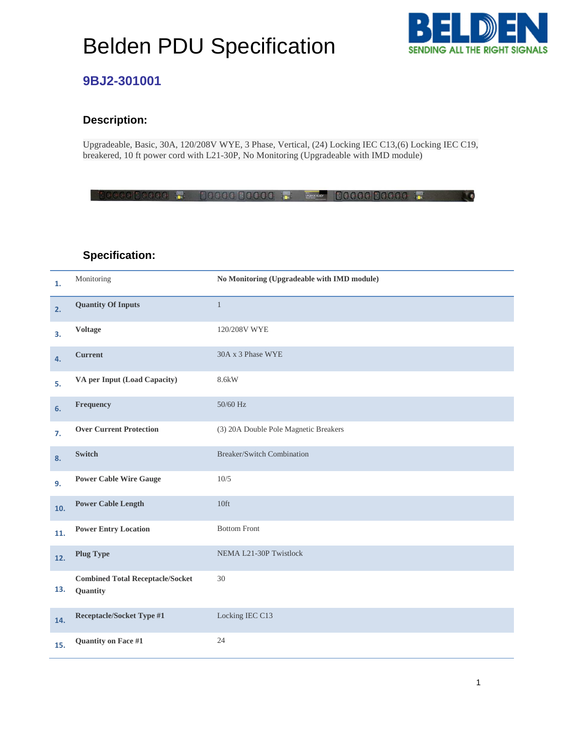# Belden PDU Specification

## 9BJ2-301001

### Description:

Upgradeable, Basic, 30A, 120/208V WYE, 3 Phase, Vertical, (24) Locking IEC C13,(6) Locking IEC C19, breakered, 10 ft power cord with L21-30P, No Monitoring (Upgradeable with IMD module)

### Specification:

| # | Parameter | Value |
|---|---|---|
| 1. | Monitoring | **No Monitoring (Upgradeable with IMD module)** |
| 2. | **Quantity Of Inputs** | 1 |
| 3. | **Voltage** | 120/208V WYE |
| 4. | **Current** | 30A x 3 Phase WYE |
| 5. | **VA per Input (Load Capacity)** | 8.6kW |
| 6. | **Frequency** | 50/60 Hz |
| 7. | **Over Current Protection** | (3) 20A Double Pole Magnetic Breakers |
| 8. | **Switch** | Breaker/Switch Combination |
| 9. | **Power Cable Wire Gauge** | 10/5 |
| 10. | **Power Cable Length** | 10ft |
| 11. | **Power Entry Location** | Bottom Front |
| 12. | **Plug Type** | NEMA L21-30P Twistlock |
| 13. | **Combined Total Receptacle/Socket Quantity** | 30 |
| 14. | **Receptacle/Socket Type #1** | Locking IEC C13 |
| 15. | **Quantity on Face #1** | 24 |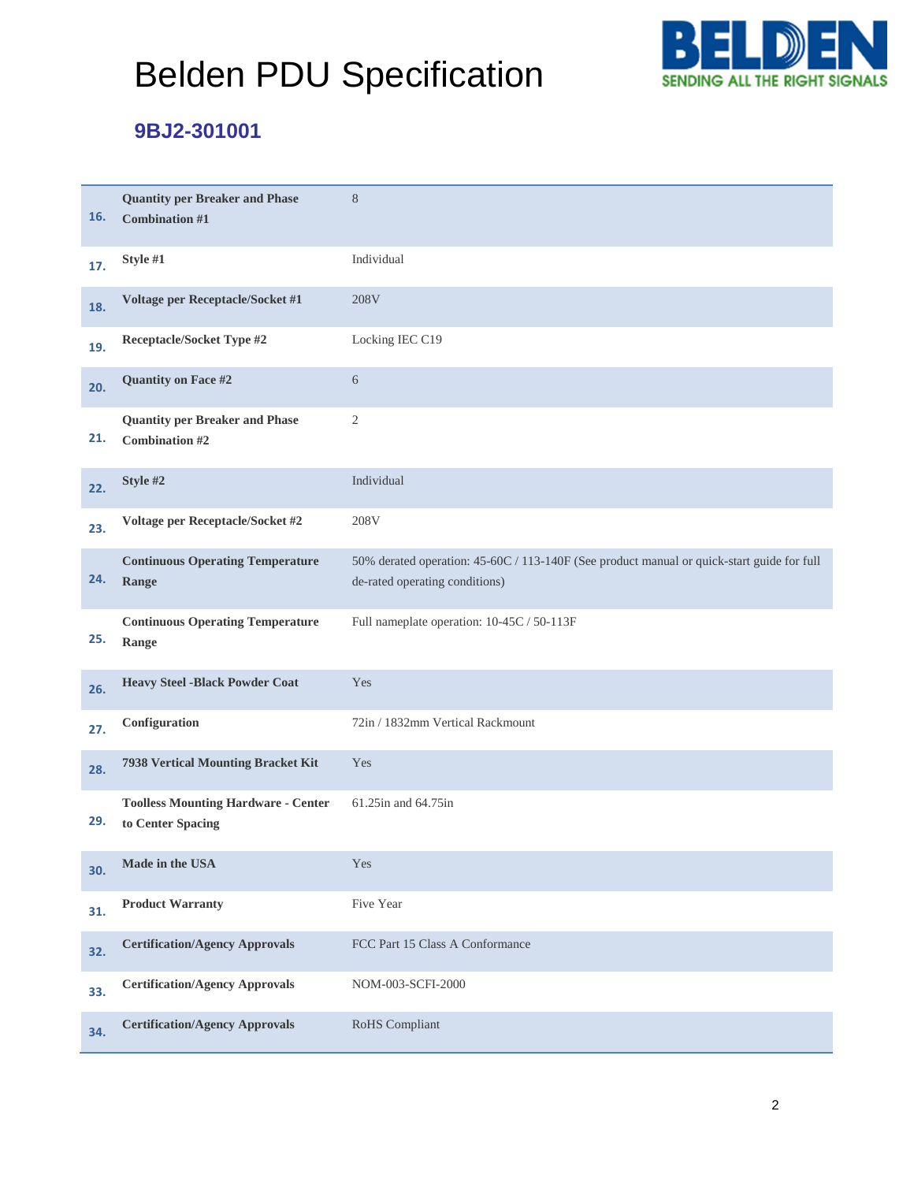# Belden PDU Specification

## 9BJ2-301001

| | | |
|---|---|---|
| 16. | **Quantity per Breaker and Phase Combination #1** | 8 |
| 17. | **Style #1** | Individual |
| 18. | **Voltage per Receptacle/Socket #1** | 208V |
| 19. | **Receptacle/Socket Type #2** | Locking IEC C19 |
| 20. | **Quantity on Face #2** | 6 |
| 21. | **Quantity per Breaker and Phase Combination #2** | 2 |
| 22. | **Style #2** | Individual |
| 23. | **Voltage per Receptacle/Socket #2** | 208V |
| 24. | **Continuous Operating Temperature Range** | 50% derated operation: 45-60C / 113-140F (See product manual or quick-start guide for full de-rated operating conditions) |
| 25. | **Continuous Operating Temperature Range** | Full nameplate operation: 10-45C / 50-113F |
| 26. | **Heavy Steel -Black Powder Coat** | Yes |
| 27. | **Configuration** | 72in / 1832mm Vertical Rackmount |
| 28. | **7938 Vertical Mounting Bracket Kit** | Yes |
| 29. | **Toolless Mounting Hardware - Center to Center Spacing** | 61.25in and 64.75in |
| 30. | **Made in the USA** | Yes |
| 31. | **Product Warranty** | Five Year |
| 32. | **Certification/Agency Approvals** | FCC Part 15 Class A Conformance |
| 33. | **Certification/Agency Approvals** | NOM-003-SCFI-2000 |
| 34. | **Certification/Agency Approvals** | RoHS Compliant |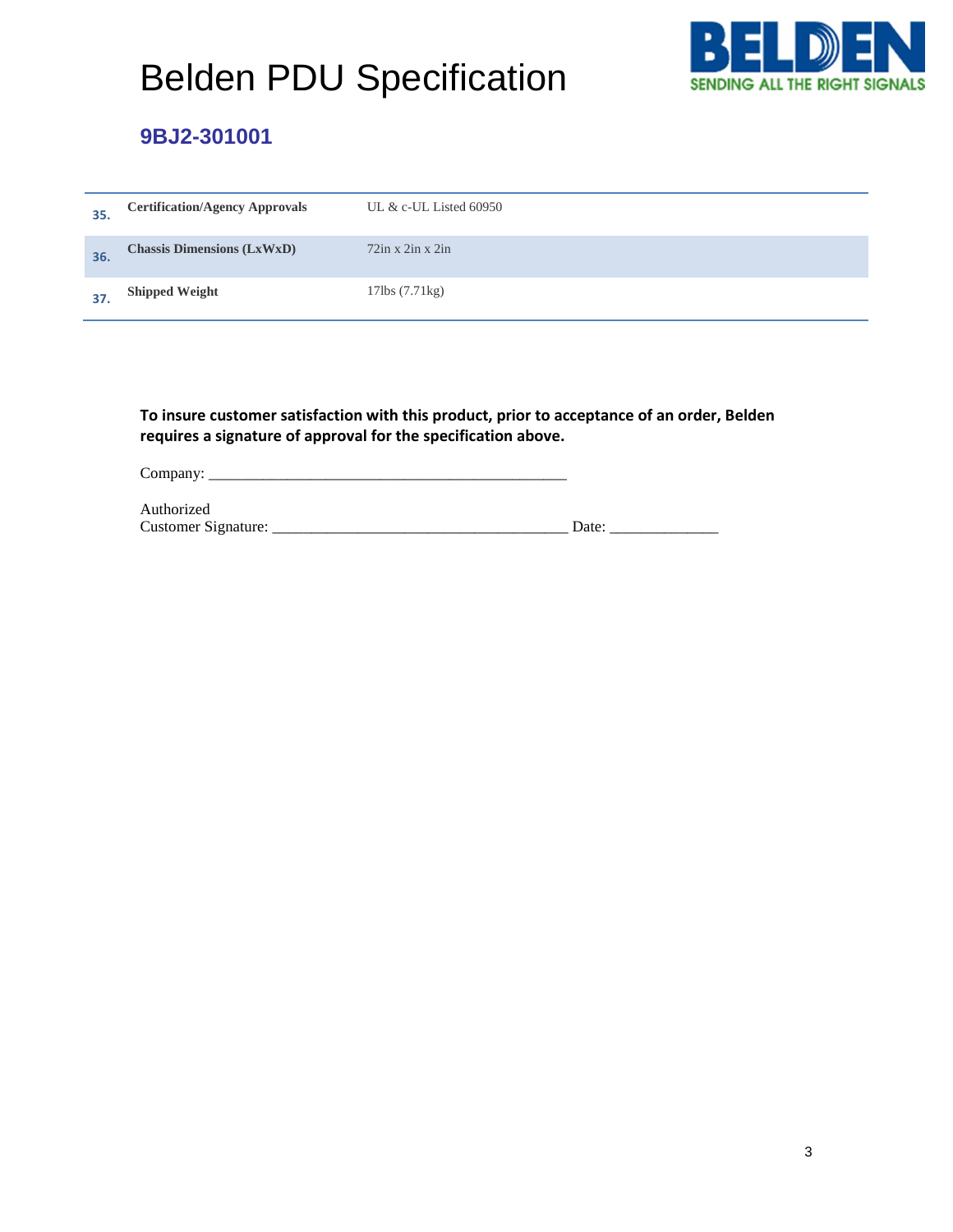# Belden PDU Specification

## 9BJ2-301001

| | | |
|---|---|---|
| 35. | **Certification/Agency Approvals** | UL & c-UL Listed 60950 |
| 36. | **Chassis Dimensions (LxWxD)** | 72in x 2in x 2in |
| 37. | **Shipped Weight** | 17lbs (7.71kg) |

**To insure customer satisfaction with this product, prior to acceptance of an order, Belden requires a signature of approval for the specification above.**

Company: ______________________________________________

Authorized
Customer Signature: ______________________________________ Date: ______________